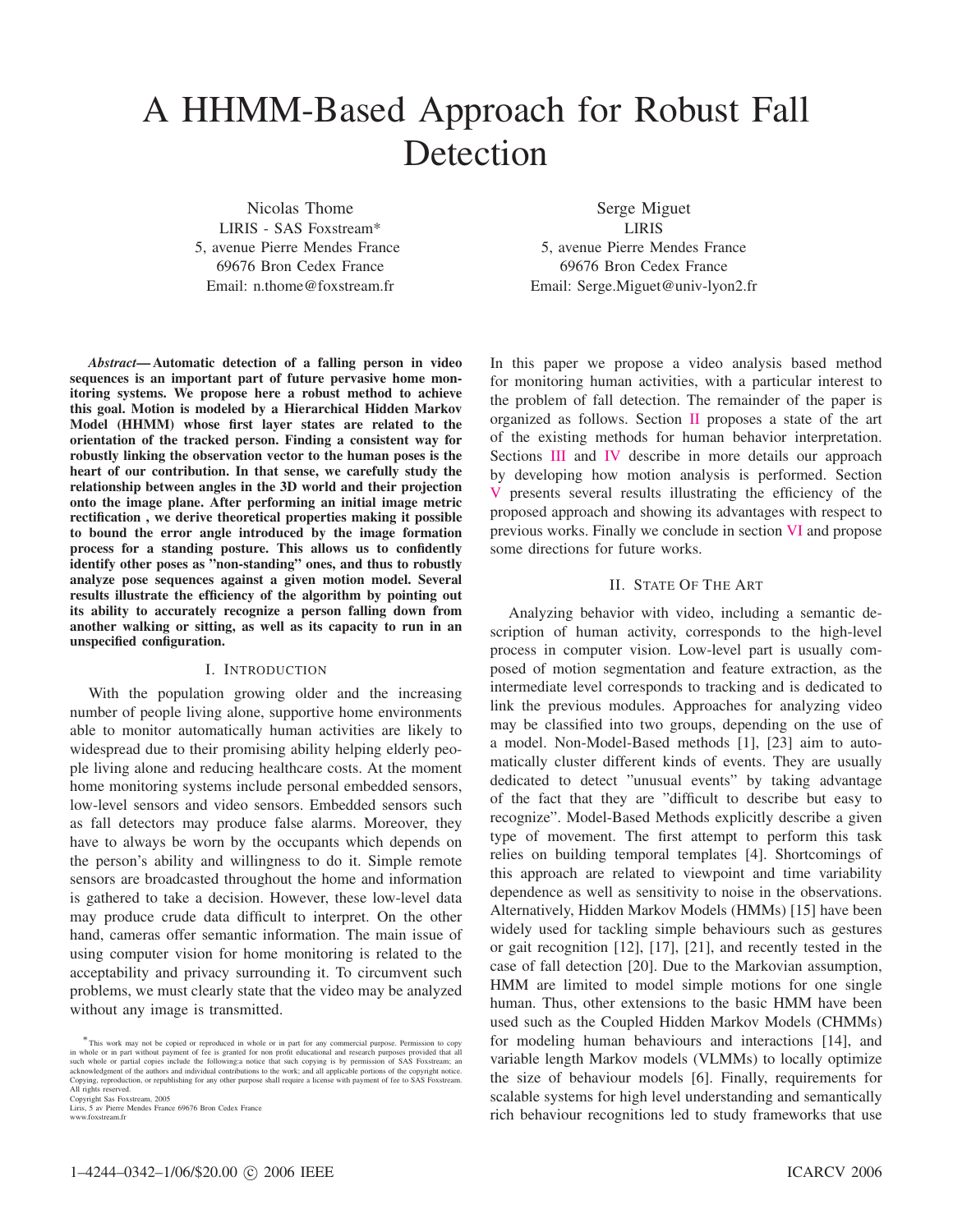# A HHMM-Based Approach for Robust Fall Detection

Nicolas Thome
LIRIS - SAS Foxstream*
5, avenue Pierre Mendes France
69676 Bron Cedex France
Email: n.thome@foxstream.fr

Serge Miguet
LIRIS
5, avenue Pierre Mendes France
69676 Bron Cedex France
Email: Serge.Miguet@univ-lyon2.fr

***Abstract*— Automatic detection of a falling person in video sequences is an important part of future pervasive home monitoring systems. We propose here a robust method to achieve this goal. Motion is modeled by a Hierarchical Hidden Markov Model (HHMM) whose first layer states are related to the orientation of the tracked person. Finding a consistent way for robustly linking the observation vector to the human poses is the heart of our contribution. In that sense, we carefully study the relationship between angles in the 3D world and their projection onto the image plane. After performing an initial image metric rectification , we derive theoretical properties making it possible to bound the error angle introduced by the image formation process for a standing posture. This allows us to confidently identify other poses as "non-standing" ones, and thus to robustly analyze pose sequences against a given motion model. Several results illustrate the efficiency of the algorithm by pointing out its ability to accurately recognize a person falling down from another walking or sitting, as well as its capacity to run in an unspecified configuration.**

## I. Introduction

With the population growing older and the increasing number of people living alone, supportive home environments able to monitor automatically human activities are likely to widespread due to their promising ability helping elderly people living alone and reducing healthcare costs. At the moment home monitoring systems include personal embedded sensors, low-level sensors and video sensors. Embedded sensors such as fall detectors may produce false alarms. Moreover, they have to always be worn by the occupants which depends on the person's ability and willingness to do it. Simple remote sensors are broadcasted throughout the home and information is gathered to take a decision. However, these low-level data may produce crude data difficult to interpret. On the other hand, cameras offer semantic information. The main issue of using computer vision for home monitoring is related to the acceptability and privacy surrounding it. To circumvent such problems, we must clearly state that the video may be analyzed without any image is transmitted.

In this paper we propose a video analysis based method for monitoring human activities, with a particular interest to the problem of fall detection. The remainder of the paper is organized as follows. Section II proposes a state of the art of the existing methods for human behavior interpretation. Sections III and IV describe in more details our approach by developing how motion analysis is performed. Section V presents several results illustrating the efficiency of the proposed approach and showing its advantages with respect to previous works. Finally we conclude in section VI and propose some directions for future works.

## II. State Of The Art

Analyzing behavior with video, including a semantic description of human activity, corresponds to the high-level process in computer vision. Low-level part is usually composed of motion segmentation and feature extraction, as the intermediate level corresponds to tracking and is dedicated to link the previous modules. Approaches for analyzing video may be classified into two groups, depending on the use of a model. Non-Model-Based methods [1], [23] aim to automatically cluster different kinds of events. They are usually dedicated to detect "unusual events" by taking advantage of the fact that they are "difficult to describe but easy to recognize". Model-Based Methods explicitly describe a given type of movement. The first attempt to perform this task relies on building temporal templates [4]. Shortcomings of this approach are related to viewpoint and time variability dependence as well as sensitivity to noise in the observations. Alternatively, Hidden Markov Models (HMMs) [15] have been widely used for tackling simple behaviours such as gestures or gait recognition [12], [17], [21], and recently tested in the case of fall detection [20]. Due to the Markovian assumption, HMM are limited to model simple motions for one single human. Thus, other extensions to the basic HMM have been used such as the Coupled Hidden Markov Models (CHMMs) for modeling human behaviours and interactions [14], and variable length Markov models (VLMMs) to locally optimize the size of behaviour models [6]. Finally, requirements for scalable systems for high level understanding and semantically rich behaviour recognitions led to study frameworks that use

*This work may not be copied or reproduced in whole or in part for any commercial purpose. Permission to copy in whole or in part without payment of fee is granted for non profit educational and research purposes provided that all such whole or partial copies include the following:a notice that such copying is by permission of SAS Foxstream; an acknowledgment of the authors and individual contributions to the work; and all applicable portions of the copyright notice. Copying, reproduction, or republishing for any other purpose shall require a license with payment of fee to SAS Foxstream. All rights reserved.
Copyright Sas Foxstream, 2005
Liris, 5 av Pierre Mendes France 69676 Bron Cedex France
www.foxstream.fr

1–4244–0342–1/06/$20.00 © 2006 IEEE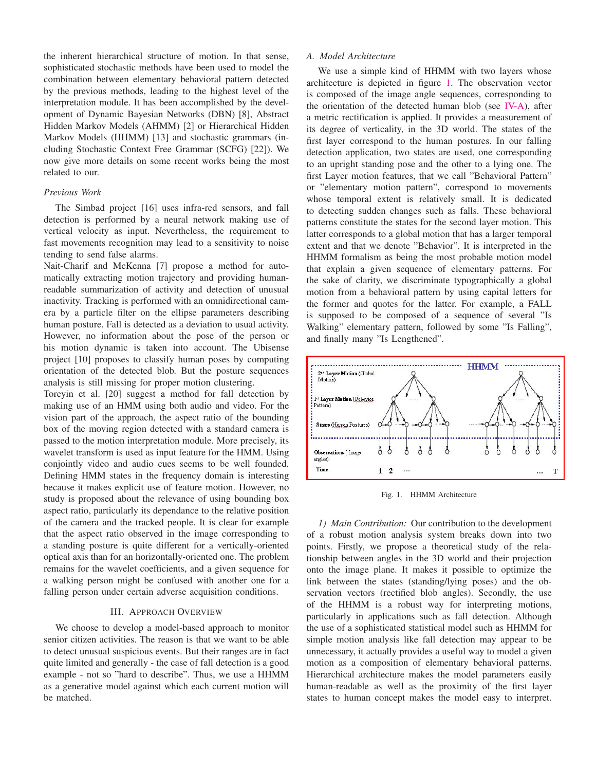the inherent hierarchical structure of motion. In that sense, sophisticated stochastic methods have been used to model the combination between elementary behavioral pattern detected by the previous methods, leading to the highest level of the interpretation module. It has been accomplished by the development of Dynamic Bayesian Networks (DBN) [8], Abstract Hidden Markov Models (AHMM) [2] or Hierarchical Hidden Markov Models (HHMM) [13] and stochastic grammars (including Stochastic Context Free Grammar (SCFG) [22]). We now give more details on some recent works being the most related to our.

*Previous Work*

The Simbad project [16] uses infra-red sensors, and fall detection is performed by a neural network making use of vertical velocity as input. Nevertheless, the requirement to fast movements recognition may lead to a sensitivity to noise tending to send false alarms.

Nait-Charif and McKenna [7] propose a method for automatically extracting motion trajectory and providing human-readable summarization of activity and detection of unusual inactivity. Tracking is performed with an omnidirectional camera by a particle filter on the ellipse parameters describing human posture. Fall is detected as a deviation to usual activity. However, no information about the pose of the person or his motion dynamic is taken into account. The Ubisense project [10] proposes to classify human poses by computing orientation of the detected blob. But the posture sequences analysis is still missing for proper motion clustering.

Toreyin et al. [20] suggest a method for fall detection by making use of an HMM using both audio and video. For the vision part of the approach, the aspect ratio of the bounding box of the moving region detected with a standard camera is passed to the motion interpretation module. More precisely, its wavelet transform is used as input feature for the HMM. Using conjointly video and audio cues seems to be well founded. Defining HMM states in the frequency domain is interesting because it makes explicit use of feature motion. However, no study is proposed about the relevance of using bounding box aspect ratio, particularly its dependance to the relative position of the camera and the tracked people. It is clear for example that the aspect ratio observed in the image corresponding to a standing posture is quite different for a vertically-oriented optical axis than for an horizontally-oriented one. The problem remains for the wavelet coefficients, and a given sequence for a walking person might be confused with another one for a falling person under certain adverse acquisition conditions.

## III. Approach Overview

We choose to develop a model-based approach to monitor senior citizen activities. The reason is that we want to be able to detect unusual suspicious events. But their ranges are in fact quite limited and generally - the case of fall detection is a good example - not so "hard to describe". Thus, we use a HHMM as a generative model against which each current motion will be matched.

### *A. Model Architecture*

We use a simple kind of HHMM with two layers whose architecture is depicted in figure 1. The observation vector is composed of the image angle sequences, corresponding to the orientation of the detected human blob (see IV-A), after a metric rectification is applied. It provides a measurement of its degree of verticality, in the 3D world. The states of the first layer correspond to the human postures. In our falling detection application, two states are used, one corresponding to an upright standing pose and the other to a lying one. The first Layer motion features, that we call "Behavioral Pattern" or "elementary motion pattern", correspond to movements whose temporal extent is relatively small. It is dedicated to detecting sudden changes such as falls. These behavioral patterns constitute the states for the second layer motion. This latter corresponds to a global motion that has a larger temporal extent and that we denote "Behavior". It is interpreted in the HHMM formalism as being the most probable motion model that explain a given sequence of elementary patterns. For the sake of clarity, we discriminate typographically a global motion from a behavioral pattern by using capital letters for the former and quotes for the latter. For example, a FALL is supposed to be composed of a sequence of several "Is Walking" elementary pattern, followed by some "Is Falling", and finally many "Is Lengthened".

HHMM

2nd Layer Motion (Global Motion)

1st Layer Motion (Behavior Pattern)

States (Human Postures)

Observations ( Image angles)

Time

1 2 ...

... T

Fig. 1. HHMM Architecture

*1) Main Contribution:* Our contribution to the development of a robust motion analysis system breaks down into two points. Firstly, we propose a theoretical study of the relationship between angles in the 3D world and their projection onto the image plane. It makes it possible to optimize the link between the states (standing/lying poses) and the observation vectors (rectified blob angles). Secondly, the use of the HHMM is a robust way for interpreting motions, particularly in applications such as fall detection. Although the use of a sophisticated statistical model such as HHMM for simple motion analysis like fall detection may appear to be unnecessary, it actually provides a useful way to model a given motion as a composition of elementary behavioral patterns. Hierarchical architecture makes the model parameters easily human-readable as well as the proximity of the first layer states to human concept makes the model easy to interpret.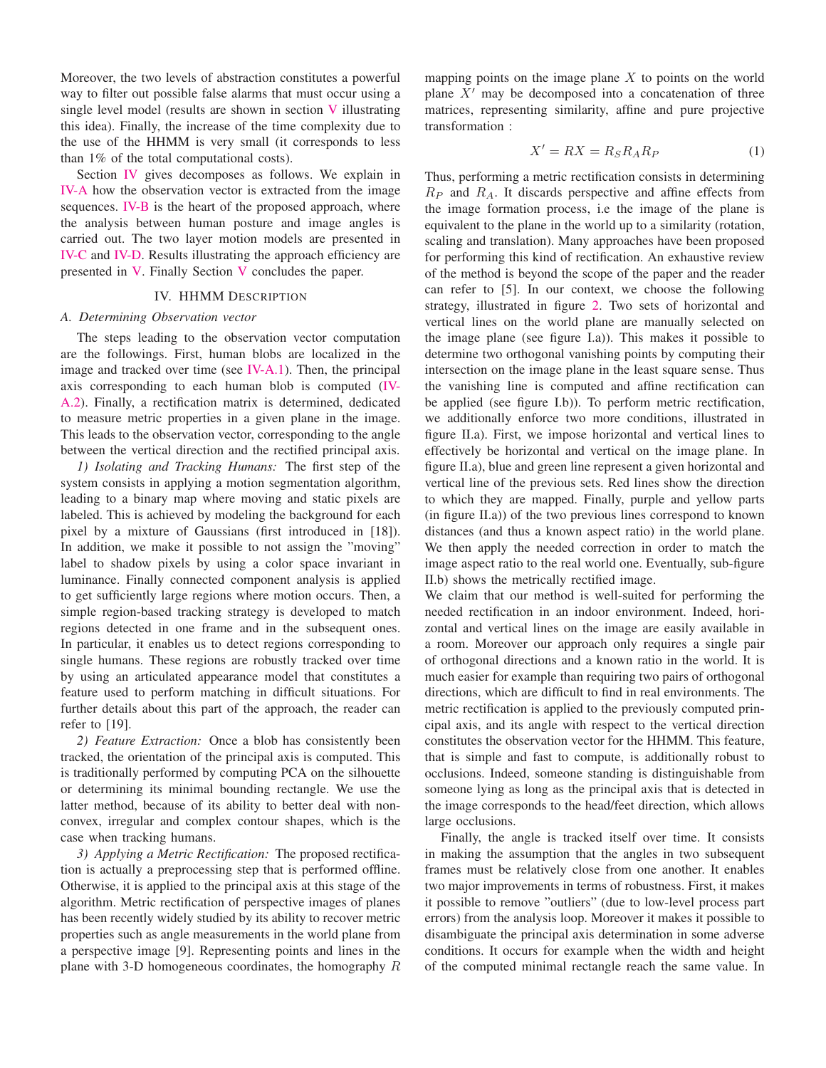Moreover, the two levels of abstraction constitutes a powerful way to filter out possible false alarms that must occur using a single level model (results are shown in section V illustrating this idea). Finally, the increase of the time complexity due to the use of the HHMM is very small (it corresponds to less than 1% of the total computational costs).

Section IV gives decomposes as follows. We explain in IV-A how the observation vector is extracted from the image sequences. IV-B is the heart of the proposed approach, where the analysis between human posture and image angles is carried out. The two layer motion models are presented in IV-C and IV-D. Results illustrating the approach efficiency are presented in V. Finally Section V concludes the paper.

## IV. HHMM Description

### A. Determining Observation vector

The steps leading to the observation vector computation are the followings. First, human blobs are localized in the image and tracked over time (see IV-A.1). Then, the principal axis corresponding to each human blob is computed (IV-A.2). Finally, a rectification matrix is determined, dedicated to measure metric properties in a given plane in the image. This leads to the observation vector, corresponding to the angle between the vertical direction and the rectified principal axis.

*1) Isolating and Tracking Humans:* The first step of the system consists in applying a motion segmentation algorithm, leading to a binary map where moving and static pixels are labeled. This is achieved by modeling the background for each pixel by a mixture of Gaussians (first introduced in [18]). In addition, we make it possible to not assign the "moving" label to shadow pixels by using a color space invariant in luminance. Finally connected component analysis is applied to get sufficiently large regions where motion occurs. Then, a simple region-based tracking strategy is developed to match regions detected in one frame and in the subsequent ones. In particular, it enables us to detect regions corresponding to single humans. These regions are robustly tracked over time by using an articulated appearance model that constitutes a feature used to perform matching in difficult situations. For further details about this part of the approach, the reader can refer to [19].

*2) Feature Extraction:* Once a blob has consistently been tracked, the orientation of the principal axis is computed. This is traditionally performed by computing PCA on the silhouette or determining its minimal bounding rectangle. We use the latter method, because of its ability to better deal with non-convex, irregular and complex contour shapes, which is the case when tracking humans.

*3) Applying a Metric Rectification:* The proposed rectification is actually a preprocessing step that is performed offline. Otherwise, it is applied to the principal axis at this stage of the algorithm. Metric rectification of perspective images of planes has been recently widely studied by its ability to recover metric properties such as angle measurements in the world plane from a perspective image [9]. Representing points and lines in the plane with 3-D homogeneous coordinates, the homography $R$ mapping points on the image plane $X$ to points on the world plane $X'$ may be decomposed into a concatenation of three matrices, representing similarity, affine and pure projective transformation :

$$X' = RX = R_S R_A R_P \tag{1}$$

Thus, performing a metric rectification consists in determining $R_P$ and $R_A$. It discards perspective and affine effects from the image formation process, i.e the image of the plane is equivalent to the plane in the world up to a similarity (rotation, scaling and translation). Many approaches have been proposed for performing this kind of rectification. An exhaustive review of the method is beyond the scope of the paper and the reader can refer to [5]. In our context, we choose the following strategy, illustrated in figure 2. Two sets of horizontal and vertical lines on the world plane are manually selected on the image plane (see figure I.a)). This makes it possible to determine two orthogonal vanishing points by computing their intersection on the image plane in the least square sense. Thus the vanishing line is computed and affine rectification can be applied (see figure I.b)). To perform metric rectification, we additionally enforce two more conditions, illustrated in figure II.a). First, we impose horizontal and vertical lines to effectively be horizontal and vertical on the image plane. In figure II.a), blue and green line represent a given horizontal and vertical line of the previous sets. Red lines show the direction to which they are mapped. Finally, purple and yellow parts (in figure II.a)) of the two previous lines correspond to known distances (and thus a known aspect ratio) in the world plane. We then apply the needed correction in order to match the image aspect ratio to the real world one. Eventually, sub-figure II.b) shows the metrically rectified image.

We claim that our method is well-suited for performing the needed rectification in an indoor environment. Indeed, horizontal and vertical lines on the image are easily available in a room. Moreover our approach only requires a single pair of orthogonal directions and a known ratio in the world. It is much easier for example than requiring two pairs of orthogonal directions, which are difficult to find in real environments. The metric rectification is applied to the previously computed principal axis, and its angle with respect to the vertical direction constitutes the observation vector for the HHMM. This feature, that is simple and fast to compute, is additionally robust to occlusions. Indeed, someone standing is distinguishable from someone lying as long as the principal axis that is detected in the image corresponds to the head/feet direction, which allows large occlusions.

Finally, the angle is tracked itself over time. It consists in making the assumption that the angles in two subsequent frames must be relatively close from one another. It enables two major improvements in terms of robustness. First, it makes it possible to remove "outliers" (due to low-level process part errors) from the analysis loop. Moreover it makes it possible to disambiguate the principal axis determination in some adverse conditions. It occurs for example when the width and height of the computed minimal rectangle reach the same value. In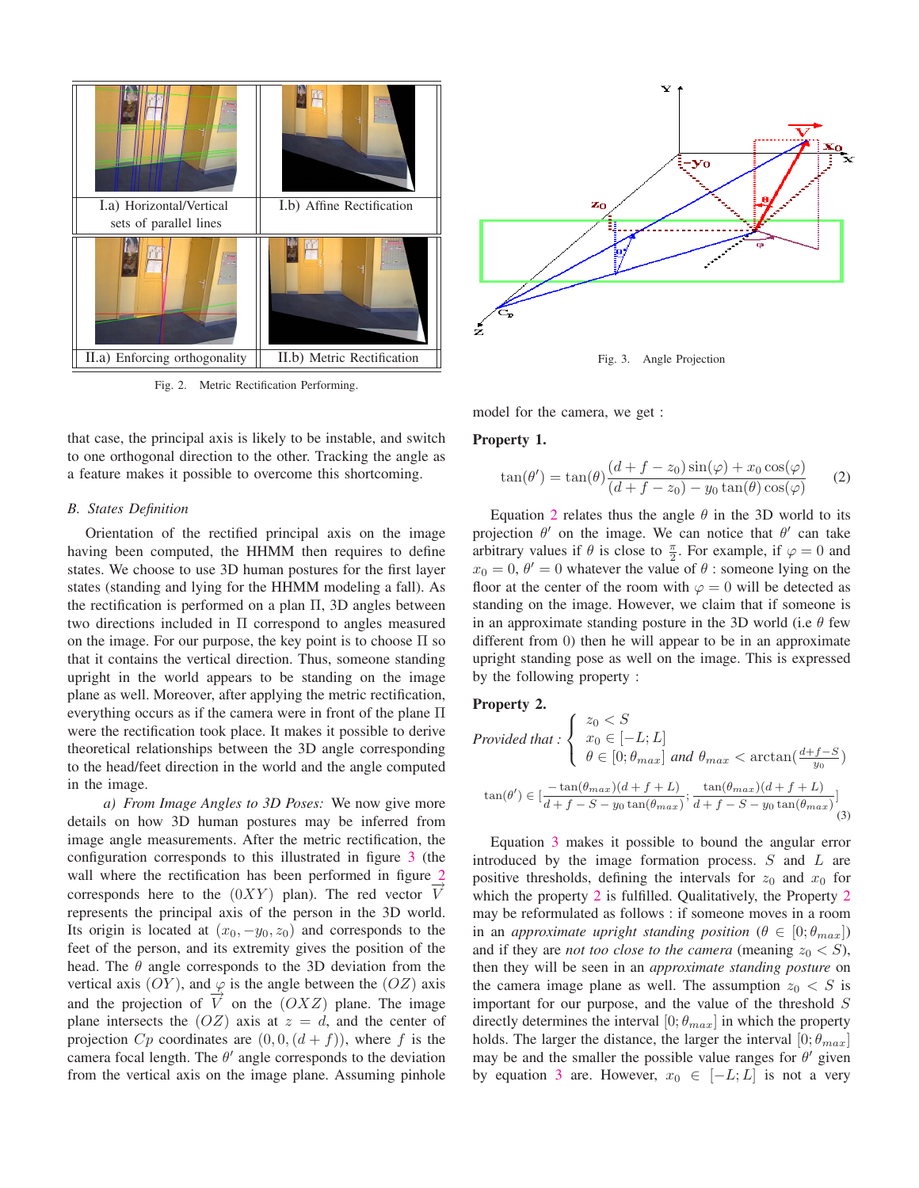Fig. 2. Metric Rectification Performing.

Fig. 3. Angle Projection

that case, the principal axis is likely to be instable, and switch to one orthogonal direction to the other. Tracking the angle as a feature makes it possible to overcome this shortcoming.

### B. States Definition

Orientation of the rectified principal axis on the image having been computed, the HHMM then requires to define states. We choose to use 3D human postures for the first layer states (standing and lying for the HHMM modeling a fall). As the rectification is performed on a plan $\Pi$, 3D angles between two directions included in $\Pi$ correspond to angles measured on the image. For our purpose, the key point is to choose $\Pi$ so that it contains the vertical direction. Thus, someone standing upright in the world appears to be standing on the image plane as well. Moreover, after applying the metric rectification, everything occurs as if the camera were in front of the plane $\Pi$ were the rectification took place. It makes it possible to derive theoretical relationships between the 3D angle corresponding to the head/feet direction in the world and the angle computed in the image.

*a) From Image Angles to 3D Poses:* We now give more details on how 3D human postures may be inferred from image angle measurements. After the metric rectification, the configuration corresponds to this illustrated in figure 3 (the wall where the rectification has been performed in figure 2 corresponds here to the $(0XY)$ plan). The red vector $\overrightarrow{V}$ represents the principal axis of the person in the 3D world. Its origin is located at $(x_0, -y_0, z_0)$ and corresponds to the feet of the person, and its extremity gives the position of the head. The $\theta$ angle corresponds to the 3D deviation from the vertical axis $(OY)$, and $\varphi$ is the angle between the $(OZ)$ axis and the projection of $\overrightarrow{V}$ on the $(OXZ)$ plane. The image plane intersects the $(OZ)$ axis at $z = d$, and the center of projection $Cp$ coordinates are $(0, 0, (d + f))$, where $f$ is the camera focal length. The $\theta'$ angle corresponds to the deviation from the vertical axis on the image plane. Assuming pinhole model for the camera, we get :

**Property 1.**

$$\tan(\theta') = \tan(\theta)\frac{(d + f - z_0)\sin(\varphi) + x_0\cos(\varphi)}{(d + f - z_0) - y_0\tan(\theta)\cos(\varphi)} \tag{2}$$

Equation 2 relates thus the angle $\theta$ in the 3D world to its projection $\theta'$ on the image. We can notice that $\theta'$ can take arbitrary values if $\theta$ is close to $\frac{\pi}{2}$. For example, if $\varphi = 0$ and $x_0 = 0$, $\theta' = 0$ whatever the value of $\theta$ : someone lying on the floor at the center of the room with $\varphi = 0$ will be detected as standing on the image. However, we claim that if someone is in an approximate standing posture in the 3D world (i.e $\theta$ few different from 0) then he will appear to be in an approximate upright standing pose as well on the image. This is expressed by the following property :

**Property 2.**

*Provided that :*
$$\begin{cases} z_0 < S \\ x_0 \in [-L; L] \\ \theta \in [0; \theta_{max}] \text{ and } \theta_{max} < \arctan(\frac{d+f-S}{y_0}) \end{cases}$$

$$\tan(\theta') \in [\frac{-\tan(\theta_{max})(d + f + L)}{d + f - S - y_0\tan(\theta_{max})}; \frac{\tan(\theta_{max})(d + f + L)}{d + f - S - y_0\tan(\theta_{max})}] \tag{3}$$

Equation 3 makes it possible to bound the angular error introduced by the image formation process. $S$ and $L$ are positive thresholds, defining the intervals for $z_0$ and $x_0$ for which the property 2 is fulfilled. Qualitatively, the Property 2 may be reformulated as follows : if someone moves in a room in an *approximate upright standing position* ($\theta \in [0; \theta_{max}]$) and if they are *not too close to the camera* (meaning $z_0 < S$), then they will be seen in an *approximate standing posture* on the camera image plane as well. The assumption $z_0 < S$ is important for our purpose, and the value of the threshold $S$ directly determines the interval $[0; \theta_{max}]$ in which the property holds. The larger the distance, the larger the interval $[0; \theta_{max}]$ may be and the smaller the possible value ranges for $\theta'$ given by equation 3 are. However, $x_0 \in [-L; L]$ is not a very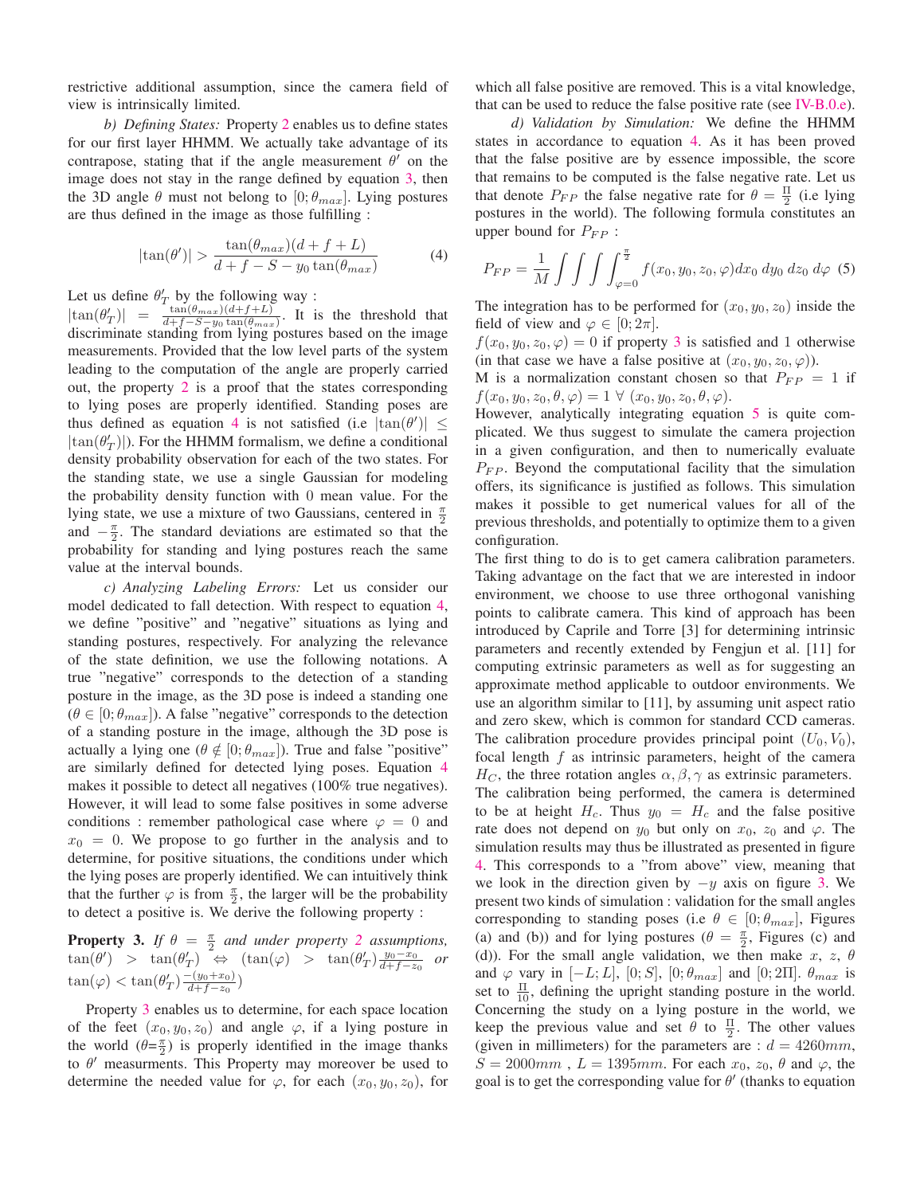restrictive additional assumption, since the camera field of view is intrinsically limited.

*b) Defining States:* Property 2 enables us to define states for our first layer HHMM. We actually take advantage of its contrapose, stating that if the angle measurement $\theta'$ on the image does not stay in the range defined by equation 3, then the 3D angle $\theta$ must not belong to $[0;\theta_{max}]$. Lying postures are thus defined in the image as those fulfilling :

$$|\tan(\theta')| > \frac{\tan(\theta_{max})(d+f+L)}{d+f-S-y_0\tan(\theta_{max})} \quad (4)$$

Let us define $\theta'_T$ by the following way : $|\tan(\theta'_T)| = \frac{\tan(\theta_{max})(d+f+L)}{d+f-S-y_0\tan(\theta_{max})}$. It is the threshold that discriminate standing from lying postures based on the image measurements. Provided that the low level parts of the system leading to the computation of the angle are properly carried out, the property 2 is a proof that the states corresponding to lying poses are properly identified. Standing poses are thus defined as equation 4 is not satisfied (i.e $|\tan(\theta')| \leq |\tan(\theta'_T)|$). For the HHMM formalism, we define a conditional density probability observation for each of the two states. For the standing state, we use a single Gaussian for modeling the probability density function with 0 mean value. For the lying state, we use a mixture of two Gaussians, centered in $\frac{\pi}{2}$ and $-\frac{\pi}{2}$. The standard deviations are estimated so that the probability for standing and lying postures reach the same value at the interval bounds.

*c) Analyzing Labeling Errors:* Let us consider our model dedicated to fall detection. With respect to equation 4, we define "positive" and "negative" situations as lying and standing postures, respectively. For analyzing the relevance of the state definition, we use the following notations. A true "negative" corresponds to the detection of a standing posture in the image, as the 3D pose is indeed a standing one ($\theta \in [0;\theta_{max}]$). A false "negative" corresponds to the detection of a standing posture in the image, although the 3D pose is actually a lying one ($\theta \notin [0;\theta_{max}]$). True and false "positive" are similarly defined for detected lying poses. Equation 4 makes it possible to detect all negatives (100% true negatives). However, it will lead to some false positives in some adverse conditions : remember pathological case where $\varphi = 0$ and $x_0 = 0$. We propose to go further in the analysis and to determine, for positive situations, the conditions under which the lying poses are properly identified. We can intuitively think that the further $\varphi$ is from $\frac{\pi}{2}$, the larger will be the probability to detect a positive is. We derive the following property :

**Property 3.** *If $\theta = \frac{\pi}{2}$ and under property 2 assumptions, $\tan(\theta') > \tan(\theta'_T) \Leftrightarrow (\tan(\varphi) > \tan(\theta'_T)\frac{y_0-x_0}{d+f-z_0}$ or $\tan(\varphi) < \tan(\theta'_T)\frac{-(y_0+x_0)}{d+f-z_0})$*

Property 3 enables us to determine, for each space location of the feet $(x_0, y_0, z_0)$ and angle $\varphi$, if a lying posture in the world ($\theta=\frac{\pi}{2}$) is properly identified in the image thanks to $\theta'$ measurements. This Property may moreover be used to determine the needed value for $\varphi$, for each $(x_0, y_0, z_0)$, for which all false positive are removed. This is a vital knowledge, that can be used to reduce the false positive rate (see IV-B.0.e).

*d) Validation by Simulation:* We define the HHMM states in accordance to equation 4. As it has been proved that the false positive are by essence impossible, the score that remains to be computed is the false negative rate. Let us that denote $P_{FP}$ the false negative rate for $\theta = \frac{\Pi}{2}$ (i.e lying postures in the world). The following formula constitutes an upper bound for $P_{FP}$ :

$$P_{FP} = \frac{1}{M}\int\int\int\int_{\varphi=0}^{\frac{\pi}{2}} f(x_0, y_0, z_0, \varphi)dx_0\, dy_0\, dz_0\, d\varphi \quad (5)$$

The integration has to be performed for $(x_0, y_0, z_0)$ inside the field of view and $\varphi \in [0; 2\pi]$.
$f(x_0, y_0, z_0, \varphi) = 0$ if property 3 is satisfied and 1 otherwise (in that case we have a false positive at $(x_0, y_0, z_0, \varphi)$).
M is a normalization constant chosen so that $P_{FP} = 1$ if $f(x_0, y_0, z_0, \theta, \varphi) = 1\ \forall\ (x_0, y_0, z_0, \theta, \varphi)$.
However, analytically integrating equation 5 is quite complicated. We thus suggest to simulate the camera projection in a given configuration, and then to numerically evaluate $P_{FP}$. Beyond the computational facility that the simulation offers, its significance is justified as follows. This simulation makes it possible to get numerical values for all of the previous thresholds, and potentially to optimize them to a given configuration.
The first thing to do is to get camera calibration parameters. Taking advantage on the fact that we are interested in indoor environment, we choose to use three orthogonal vanishing points to calibrate camera. This kind of approach has been introduced by Caprile and Torre [3] for determining intrinsic parameters and recently extended by Fengjun et al. [11] for computing extrinsic parameters as well as for suggesting an approximate method applicable to outdoor environments. We use an algorithm similar to [11], by assuming unit aspect ratio and zero skew, which is common for standard CCD cameras. The calibration procedure provides principal point $(U_0, V_0)$, focal length $f$ as intrinsic parameters, height of the camera $H_C$, the three rotation angles $\alpha, \beta, \gamma$ as extrinsic parameters. The calibration being performed, the camera is determined to be at height $H_c$. Thus $y_0 = H_c$ and the false positive rate does not depend on $y_0$ but only on $x_0$, $z_0$ and $\varphi$. The simulation results may thus be illustrated as presented in figure 4. This corresponds to a "from above" view, meaning that we look in the direction given by $-y$ axis on figure 3. We present two kinds of simulation : validation for the small angles corresponding to standing poses (i.e $\theta \in [0;\theta_{max}]$, Figures (a) and (b)) and for lying postures ($\theta = \frac{\Pi}{2}$, Figures (c) and (d)). For the small angle validation, we then make $x$, $z$, $\theta$ and $\varphi$ vary in $[-L;L]$, $[0;S]$, $[0;\theta_{max}]$ and $[0;2\Pi]$. $\theta_{max}$ is set to $\frac{\Pi}{10}$, defining the upright standing posture in the world. Concerning the study on a lying posture in the world, we keep the previous value and set $\theta$ to $\frac{\Pi}{2}$. The other values (given in millimeters) for the parameters are : $d = 4260mm$, $S = 2000mm$ , $L = 1395mm$. For each $x_0$, $z_0$, $\theta$ and $\varphi$, the goal is to get the corresponding value for $\theta'$ (thanks to equation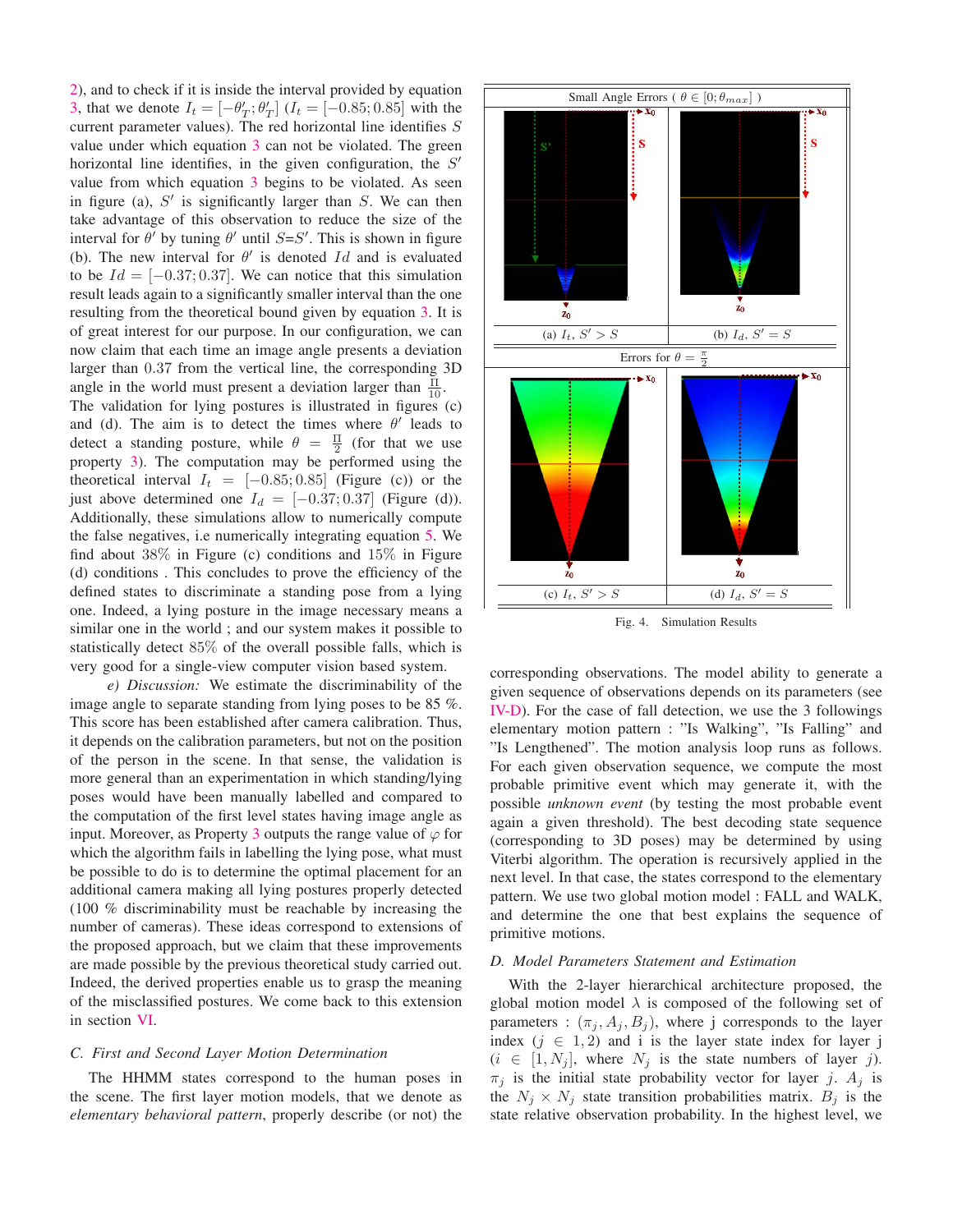2), and to check if it is inside the interval provided by equation 3, that we denote $I_t = [-\theta'_T; \theta'_T]$ ($I_t = [-0.85; 0.85]$ with the current parameter values). The red horizontal line identifies $S$ value under which equation 3 can not be violated. The green horizontal line identifies, in the given configuration, the $S'$ value from which equation 3 begins to be violated. As seen in figure (a), $S'$ is significantly larger than $S$. We can then take advantage of this observation to reduce the size of the interval for $\theta'$ by tuning $\theta'$ until $S$=$S'$. This is shown in figure (b). The new interval for $\theta'$ is denoted $Id$ and is evaluated to be $Id = [-0.37; 0.37]$. We can notice that this simulation result leads again to a significantly smaller interval than the one resulting from the theoretical bound given by equation 3. It is of great interest for our purpose. In our configuration, we can now claim that each time an image angle presents a deviation larger than 0.37 from the vertical line, the corresponding 3D angle in the world must present a deviation larger than $\frac{\Pi}{10}$. The validation for lying postures is illustrated in figures (c) and (d). The aim is to detect the times where $\theta'$ leads to detect a standing posture, while $\theta = \frac{\Pi}{2}$ (for that we use property 3). The computation may be performed using the theoretical interval $I_t = [-0.85; 0.85]$ (Figure (c)) or the just above determined one $I_d = [-0.37; 0.37]$ (Figure (d)). Additionally, these simulations allow to numerically compute the false negatives, i.e numerically integrating equation 5. We find about 38% in Figure (c) conditions and 15% in Figure (d) conditions . This concludes to prove the efficiency of the defined states to discriminate a standing pose from a lying one. Indeed, a lying posture in the image necessary means a similar one in the world ; and our system makes it possible to statistically detect 85% of the overall possible falls, which is very good for a single-view computer vision based system.

*e) Discussion:* We estimate the discriminability of the image angle to separate standing from lying poses to be 85 %. This score has been established after camera calibration. Thus, it depends on the calibration parameters, but not on the position of the person in the scene. In that sense, the validation is more general than an experimentation in which standing/lying poses would have been manually labelled and compared to the computation of the first level states having image angle as input. Moreover, as Property 3 outputs the range value of $\varphi$ for which the algorithm fails in labelling the lying pose, what must be possible to do is to determine the optimal placement for an additional camera making all lying postures properly detected (100 % discriminability must be reachable by increasing the number of cameras). These ideas correspond to extensions of the proposed approach, but we claim that these improvements are made possible by the previous theoretical study carried out. Indeed, the derived properties enable us to grasp the meaning of the misclassified postures. We come back to this extension in section VI.

### C. First and Second Layer Motion Determination

The HHMM states correspond to the human poses in the scene. The first layer motion models, that we denote as *elementary behavioral pattern*, properly describe (or not) the corresponding observations. The model ability to generate a given sequence of observations depends on its parameters (see IV-D). For the case of fall detection, we use the 3 followings elementary motion pattern : "Is Walking", "Is Falling" and "Is Lengthened". The motion analysis loop runs as follows. For each given observation sequence, we compute the most probable primitive event which may generate it, with the possible *unknown event* (by testing the most probable event again a given threshold). The best decoding state sequence (corresponding to 3D poses) may be determined by using Viterbi algorithm. The operation is recursively applied in the next level. In that case, the states correspond to the elementary pattern. We use two global motion model : FALL and WALK, and determine the one that best explains the sequence of primitive motions.

Small Angle Errors ( $\theta \in [0; \theta_{max}]$ )

(a) $I_t$, $S' > S$ (b) $I_d$, $S' = S$

Errors for $\theta = \frac{\pi}{2}$

(c) $I_t$, $S' > S$ (d) $I_d$, $S' = S$

Fig. 4. Simulation Results

### D. Model Parameters Statement and Estimation

With the 2-layer hierarchical architecture proposed, the global motion model $\lambda$ is composed of the following set of parameters : $(\pi_j, A_j, B_j)$, where j corresponds to the layer index ($j \in 1, 2$) and i is the layer state index for layer j ($i \in [1, N_j]$, where $N_j$ is the state numbers of layer $j$). $\pi_j$ is the initial state probability vector for layer $j$. $A_j$ is the $N_j \times N_j$ state transition probabilities matrix. $B_j$ is the state relative observation probability. In the highest level, we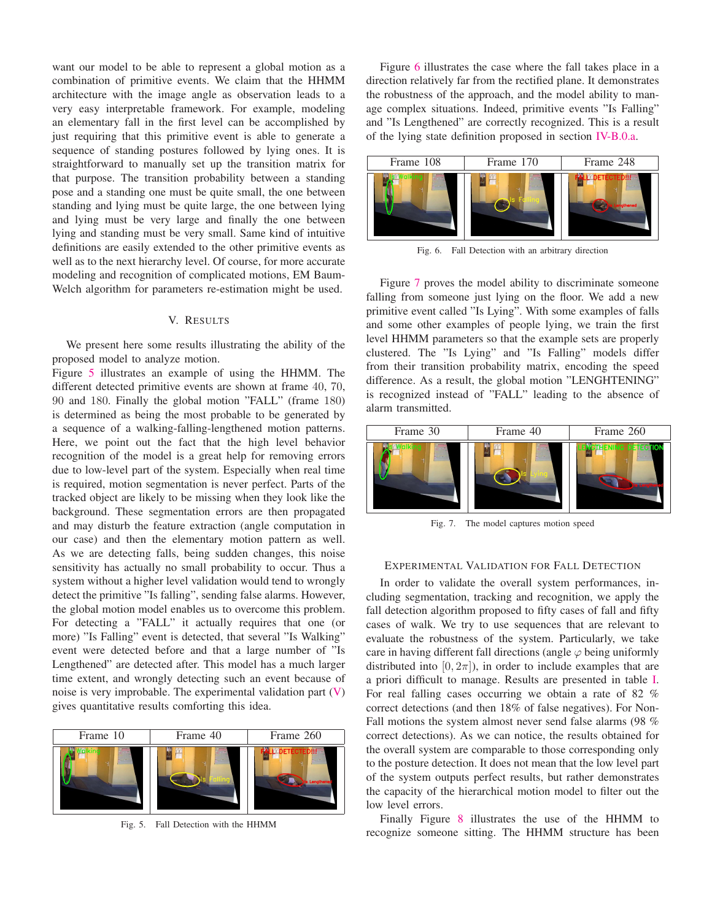want our model to be able to represent a global motion as a combination of primitive events. We claim that the HHMM architecture with the image angle as observation leads to a very easy interpretable framework. For example, modeling an elementary fall in the first level can be accomplished by just requiring that this primitive event is able to generate a sequence of standing postures followed by lying ones. It is straightforward to manually set up the transition matrix for that purpose. The transition probability between a standing pose and a standing one must be quite small, the one between standing and lying must be quite large, the one between lying and lying must be very large and finally the one between lying and standing must be very small. Same kind of intuitive definitions are easily extended to the other primitive events as well as to the next hierarchy level. Of course, for more accurate modeling and recognition of complicated motions, EM Baum-Welch algorithm for parameters re-estimation might be used.

## V. Results

We present here some results illustrating the ability of the proposed model to analyze motion.

Figure 5 illustrates an example of using the HHMM. The different detected primitive events are shown at frame 40, 70, 90 and 180. Finally the global motion "FALL" (frame 180) is determined as being the most probable to be generated by a sequence of walking-falling-lengthened motion patterns. Here, we point out the fact that the high level behavior recognition of the model is a great help for removing errors due to low-level part of the system. Especially when real time is required, motion segmentation is never perfect. Parts of the tracked object are likely to be missing when they look like the background. These segmentation errors are then propagated and may disturb the feature extraction (angle computation in our case) and then the elementary motion pattern as well. As we are detecting falls, being sudden changes, this noise sensitivity has actually no small probability to occur. Thus a system without a higher level validation would tend to wrongly detect the primitive "Is falling", sending false alarms. However, the global motion model enables us to overcome this problem. For detecting a "FALL" it actually requires that one (or more) "Is Falling" event is detected, that several "Is Walking" event were detected before and that a large number of "Is Lengthened" are detected after. This model has a much larger time extent, and wrongly detecting such an event because of noise is very improbable. The experimental validation part (V) gives quantitative results comforting this idea.

| Frame 10 | Frame 40 | Frame 260 |
|---|---|---|

Fig. 5. Fall Detection with the HHMM

Figure 6 illustrates the case where the fall takes place in a direction relatively far from the rectified plane. It demonstrates the robustness of the approach, and the model ability to manage complex situations. Indeed, primitive events "Is Falling" and "Is Lengthened" are correctly recognized. This is a result of the lying state definition proposed in section IV-B.0.a.

| Frame 108 | Frame 170 | Frame 248 |
|---|---|---|

Fig. 6. Fall Detection with an arbitrary direction

Figure 7 proves the model ability to discriminate someone falling from someone just lying on the floor. We add a new primitive event called "Is Lying". With some examples of falls and some other examples of people lying, we train the first level HHMM parameters so that the example sets are properly clustered. The "Is Lying" and "Is Falling" models differ from their transition probability matrix, encoding the speed difference. As a result, the global motion "LENGHTENING" is recognized instead of "FALL" leading to the absence of alarm transmitted.

| Frame 30 | Frame 40 | Frame 260 |
|---|---|---|

Fig. 7. The model captures motion speed

### Experimental Validation for Fall Detection

In order to validate the overall system performances, including segmentation, tracking and recognition, we apply the fall detection algorithm proposed to fifty cases of fall and fifty cases of walk. We try to use sequences that are relevant to evaluate the robustness of the system. Particularly, we take care in having different fall directions (angle $\varphi$ being uniformly distributed into $[0, 2\pi]$), in order to include examples that are a priori difficult to manage. Results are presented in table I. For real falling cases occurring we obtain a rate of 82 % correct detections (and then 18% of false negatives). For Non-Fall motions the system almost never send false alarms (98 % correct detections). As we can notice, the results obtained for the overall system are comparable to those corresponding only to the posture detection. It does not mean that the low level part of the system outputs perfect results, but rather demonstrates the capacity of the hierarchical motion model to filter out the low level errors.

Finally Figure 8 illustrates the use of the HHMM to recognize someone sitting. The HHMM structure has been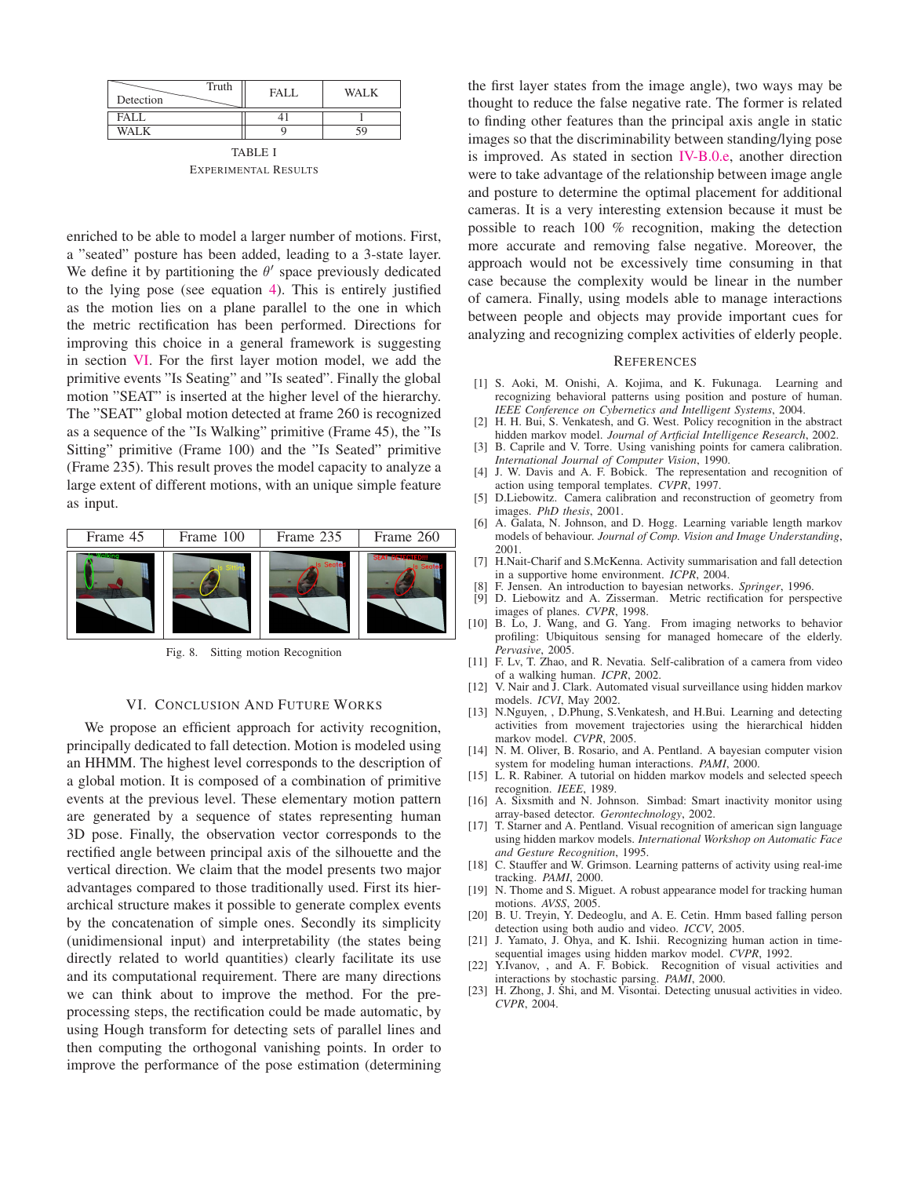| Detection \ Truth | FALL | WALK |
|---|---|---|
| FALL | 41 | 1 |
| WALK | 9 | 59 |

TABLE I
EXPERIMENTAL RESULTS

enriched to be able to model a larger number of motions. First, a "seated" posture has been added, leading to a 3-state layer. We define it by partitioning the $\theta'$ space previously dedicated to the lying pose (see equation 4). This is entirely justified as the motion lies on a plane parallel to the one in which the metric rectification has been performed. Directions for improving this choice in a general framework is suggesting in section VI. For the first layer motion model, we add the primitive events "Is Seating" and "Is seated". Finally the global motion "SEAT" is inserted at the higher level of the hierarchy. The "SEAT" global motion detected at frame 260 is recognized as a sequence of the "Is Walking" primitive (Frame 45), the "Is Sitting" primitive (Frame 100) and the "Is Seated" primitive (Frame 235). This result proves the model capacity to analyze a large extent of different motions, with an unique simple feature as input.

| Frame 45 | Frame 100 | Frame 235 | Frame 260 |
|---|---|---|---|

Fig. 8. Sitting motion Recognition

## VI. Conclusion And Future Works

We propose an efficient approach for activity recognition, principally dedicated to fall detection. Motion is modeled using an HHMM. The highest level corresponds to the description of a global motion. It is composed of a combination of primitive events at the previous level. These elementary motion pattern are generated by a sequence of states representing human 3D pose. Finally, the observation vector corresponds to the rectified angle between principal axis of the silhouette and the vertical direction. We claim that the model presents two major advantages compared to those traditionally used. First its hierarchical structure makes it possible to generate complex events by the concatenation of simple ones. Secondly its simplicity (unidimensional input) and interpretability (the states being directly related to world quantities) clearly facilitate its use and its computational requirement. There are many directions we can think about to improve the method. For the preprocessing steps, the rectification could be made automatic, by using Hough transform for detecting sets of parallel lines and then computing the orthogonal vanishing points. In order to improve the performance of the pose estimation (determining the first layer states from the image angle), two ways may be thought to reduce the false negative rate. The former is related to finding other features than the principal axis angle in static images so that the discriminability between standing/lying pose is improved. As stated in section IV-B.0.e, another direction were to take advantage of the relationship between image angle and posture to determine the optimal placement for additional cameras. It is a very interesting extension because it must be possible to reach 100 % recognition, making the detection more accurate and removing false negative. Moreover, the approach would not be excessively time consuming in that case because the complexity would be linear in the number of camera. Finally, using models able to manage interactions between people and objects may provide important cues for analyzing and recognizing complex activities of elderly people.

## References

[1] S. Aoki, M. Onishi, A. Kojima, and K. Fukunaga. Learning and recognizing behavioral patterns using position and posture of human. *IEEE Conference on Cybernetics and Intelligent Systems*, 2004.

[2] H. H. Bui, S. Venkatesh, and G. West. Policy recognition in the abstract hidden markov model. *Journal of Artficial Intelligence Research*, 2002.

[3] B. Caprile and V. Torre. Using vanishing points for camera calibration. *International Journal of Computer Vision*, 1990.

[4] J. W. Davis and A. F. Bobick. The representation and recognition of action using temporal templates. *CVPR*, 1997.

[5] D.Liebowitz. Camera calibration and reconstruction of geometry from images. *PhD thesis*, 2001.

[6] A. Galata, N. Johnson, and D. Hogg. Learning variable length markov models of behaviour. *Journal of Comp. Vision and Image Understanding*, 2001.

[7] H.Nait-Charif and S.McKenna. Activity summarisation and fall detection in a supportive home environment. *ICPR*, 2004.

[8] F. Jensen. An introduction to bayesian networks. *Springer*, 1996.

[9] D. Liebowitz and A. Zisserman. Metric rectification for perspective images of planes. *CVPR*, 1998.

[10] B. Lo, J. Wang, and G. Yang. From imaging networks to behavior profiling: Ubiquitous sensing for managed homecare of the elderly. *Pervasive*, 2005.

[11] F. Lv, T. Zhao, and R. Nevatia. Self-calibration of a camera from video of a walking human. *ICPR*, 2002.

[12] V. Nair and J. Clark. Automated visual surveillance using hidden markov models. *ICVI*, May 2002.

[13] N.Nguyen, , D.Phung, S.Venkatesh, and H.Bui. Learning and detecting activities from movement trajectories using the hierarchical hidden markov model. *CVPR*, 2005.

[14] N. M. Oliver, B. Rosario, and A. Pentland. A bayesian computer vision system for modeling human interactions. *PAMI*, 2000.

[15] L. R. Rabiner. A tutorial on hidden markov models and selected speech recognition. *IEEE*, 1989.

[16] A. Sixsmith and N. Johnson. Simbad: Smart inactivity monitor using array-based detector. *Gerontechnology*, 2002.

[17] T. Starner and A. Pentland. Visual recognition of american sign language using hidden markov models. *International Workshop on Automatic Face and Gesture Recognition*, 1995.

[18] C. Stauffer and W. Grimson. Learning patterns of activity using real-ime tracking. *PAMI*, 2000.

[19] N. Thome and S. Miguet. A robust appearance model for tracking human motions. *AVSS*, 2005.

[20] B. U. Treyin, Y. Dedeoglu, and A. E. Cetin. Hmm based falling person detection using both audio and video. *ICCV*, 2005.

[21] J. Yamato, J. Ohya, and K. Ishii. Recognizing human action in time-sequential images using hidden markov model. *CVPR*, 1992.

[22] Y.Ivanov, , and A. F. Bobick. Recognition of visual activities and interactions by stochastic parsing. *PAMI*, 2000.

[23] H. Zhong, J. Shi, and M. Visontai. Detecting unusual activities in video. *CVPR*, 2004.